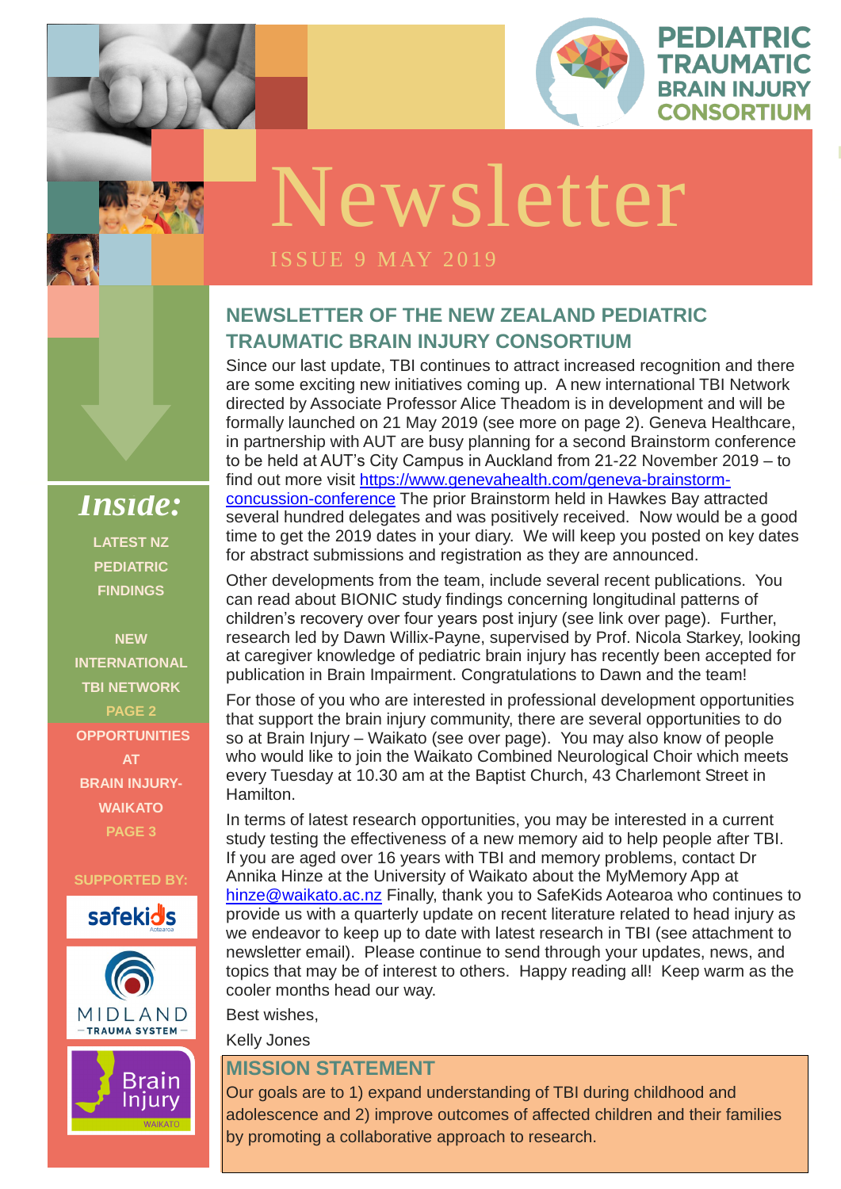# PEDIATRIC TRAUMATIC BRAIN INJURY CONSORTIUM

# Newsletter

ISSUE 9 MAY 2019

## NEWSLETTER OF THE NEW ZEALAND PEDIATRIC TRAUMATIC BRAIN INJURY CONSORTIUM

Since our last update, TBI continues to attract increased recognition and there are some exciting new initiatives coming up. A new international TBI Network directed by Associate Professor Alice Theadom is in development and will be formally launched on 21 May 2019 (see more on page 2). Geneva Healthcare, in partnership with AUT are busy planning for a second Brainstorm conference to be held at AUT's City Campus in Auckland from 21-22 November 2019 – to find out more visit https://www.genevahealth.com/geneva-brainstorm-concussion-conference The prior Brainstorm held in Hawkes Bay attracted several hundred delegates and was positively received. Now would be a good time to get the 2019 dates in your diary. We will keep you posted on key dates for abstract submissions and registration as they are announced.

Other developments from the team, include several recent publications. You can read about BIONIC study findings concerning longitudinal patterns of children's recovery over four years post injury (see link over page). Further, research led by Dawn Willix-Payne, supervised by Prof. Nicola Starkey, looking at caregiver knowledge of pediatric brain injury has recently been accepted for publication in Brain Impairment. Congratulations to Dawn and the team!

For those of you who are interested in professional development opportunities that support the brain injury community, there are several opportunities to do so at Brain Injury – Waikato (see over page). You may also know of people who would like to join the Waikato Combined Neurological Choir which meets every Tuesday at 10.30 am at the Baptist Church, 43 Charlemont Street in Hamilton.

In terms of latest research opportunities, you may be interested in a current study testing the effectiveness of a new memory aid to help people after TBI. If you are aged over 16 years with TBI and memory problems, contact Dr Annika Hinze at the University of Waikato about the MyMemory App at hinze@waikato.ac.nz Finally, thank you to SafeKids Aotearoa who continues to provide us with a quarterly update on recent literature related to head injury as we endeavor to keep up to date with latest research in TBI (see attachment to newsletter email). Please continue to send through your updates, news, and topics that may be of interest to others. Happy reading all! Keep warm as the cooler months head our way.

Best wishes,

Kelly Jones

## MISSION STATEMENT

Our goals are to 1) expand understanding of TBI during childhood and adolescence and 2) improve outcomes of affected children and their families by promoting a collaborative approach to research.

## *Inside:*

**LATEST NZ PEDIATRIC FINDINGS**

**NEW INTERNATIONAL TBI NETWORK**
PAGE 2

**OPPORTUNITIES AT BRAIN INJURY-WAIKATO**
PAGE 3

**SUPPORTED BY:**

safekids Aotearoa

MIDLAND TRAUMA SYSTEM

Brain Injury WAIKATO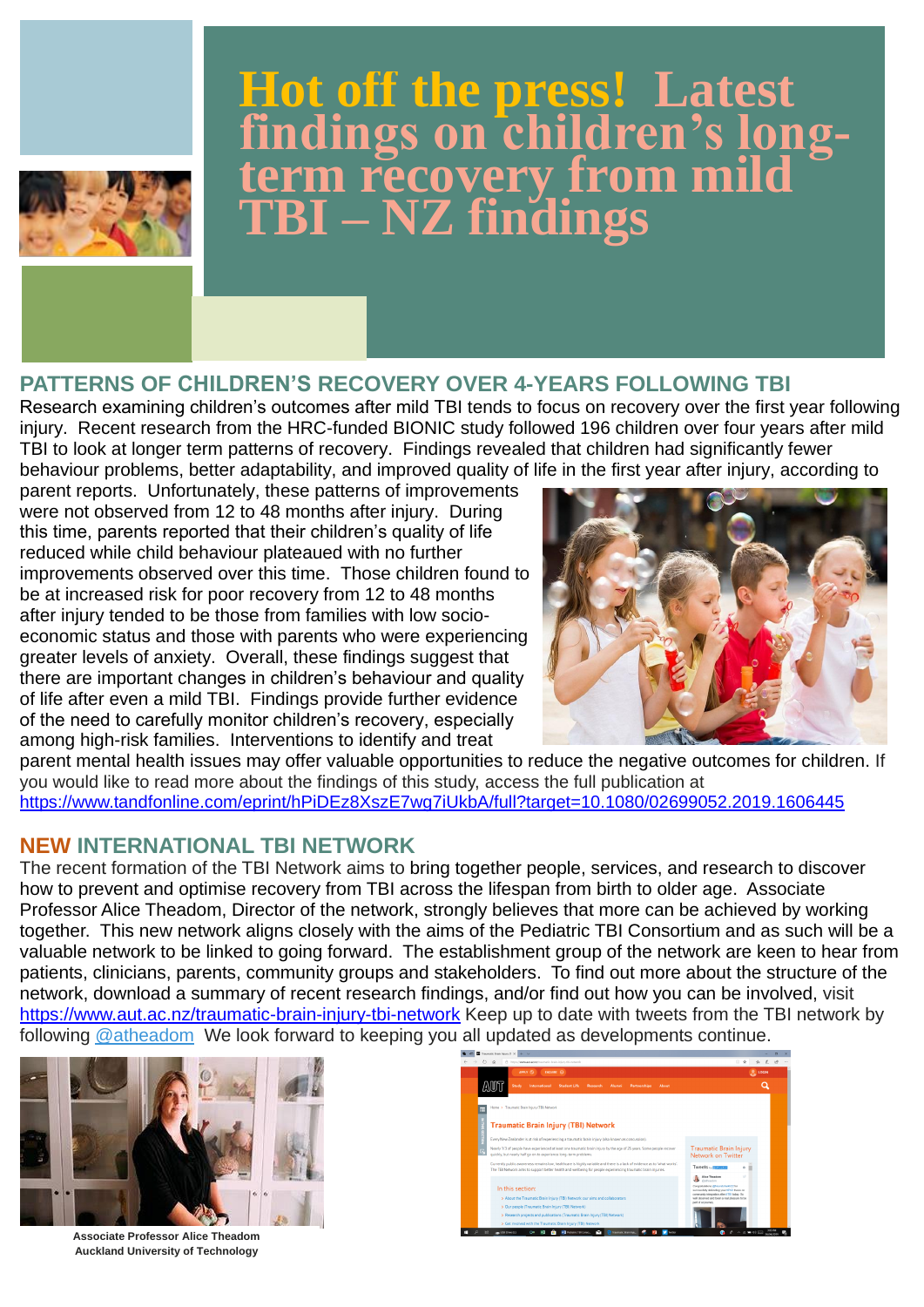# Hot off the press! Latest findings on children's long-term recovery from mild TBI – NZ findings

## PATTERNS OF CHILDREN'S RECOVERY OVER 4-YEARS FOLLOWING TBI

Research examining children's outcomes after mild TBI tends to focus on recovery over the first year following injury. Recent research from the HRC-funded BIONIC study followed 196 children over four years after mild TBI to look at longer term patterns of recovery. Findings revealed that children had significantly fewer behaviour problems, better adaptability, and improved quality of life in the first year after injury, according to parent reports. Unfortunately, these patterns of improvements were not observed from 12 to 48 months after injury. During this time, parents reported that their children's quality of life reduced while child behaviour plateaued with no further improvements observed over this time. Those children found to be at increased risk for poor recovery from 12 to 48 months after injury tended to be those from families with low socio-economic status and those with parents who were experiencing greater levels of anxiety. Overall, these findings suggest that there are important changes in children's behaviour and quality of life after even a mild TBI. Findings provide further evidence of the need to carefully monitor children's recovery, especially among high-risk families. Interventions to identify and treat parent mental health issues may offer valuable opportunities to reduce the negative outcomes for children. If you would like to read more about the findings of this study, access the full publication at https://www.tandfonline.com/eprint/hPiDEz8XszE7wg7iUkbA/full?target=10.1080/02699052.2019.1606445

## NEW INTERNATIONAL TBI NETWORK

The recent formation of the TBI Network aims to bring together people, services, and research to discover how to prevent and optimise recovery from TBI across the lifespan from birth to older age. Associate Professor Alice Theadom, Director of the network, strongly believes that more can be achieved by working together. This new network aligns closely with the aims of the Pediatric TBI Consortium and as such will be a valuable network to be linked to going forward. The establishment group of the network are keen to hear from patients, clinicians, parents, community groups and stakeholders. To find out more about the structure of the network, download a summary of recent research findings, and/or find out how you can be involved, visit https://www.aut.ac.nz/traumatic-brain-injury-tbi-network Keep up to date with tweets from the TBI network by following @atheadom We look forward to keeping you all updated as developments continue.

**Associate Professor Alice Theadom**
**Auckland University of Technology**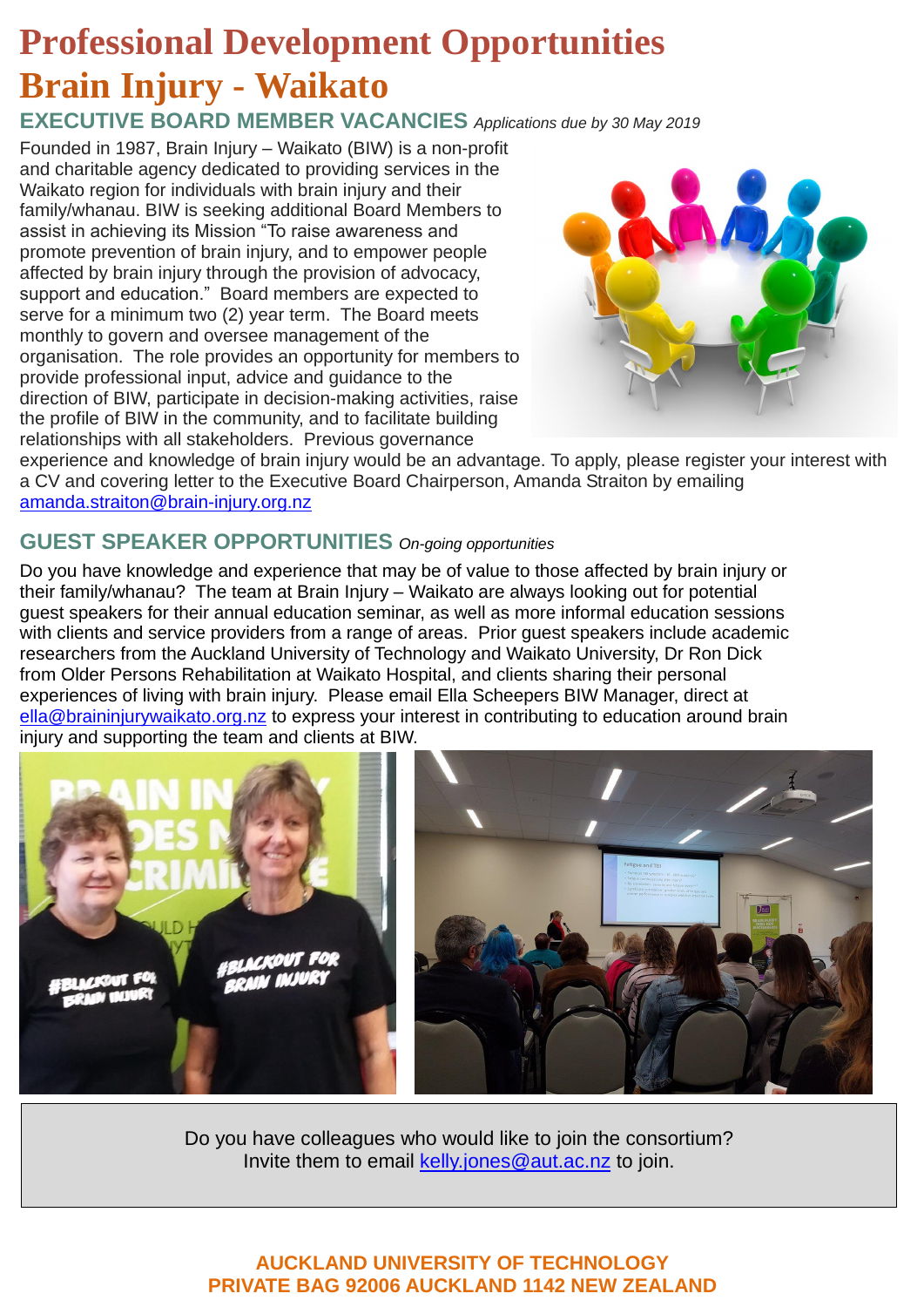# Professional Development Opportunities

# Brain Injury - Waikato

## EXECUTIVE BOARD MEMBER VACANCIES *Applications due by 30 May 2019*

Founded in 1987, Brain Injury – Waikato (BIW) is a non-profit and charitable agency dedicated to providing services in the Waikato region for individuals with brain injury and their family/whanau. BIW is seeking additional Board Members to assist in achieving its Mission "To raise awareness and promote prevention of brain injury, and to empower people affected by brain injury through the provision of advocacy, support and education." Board members are expected to serve for a minimum two (2) year term. The Board meets monthly to govern and oversee management of the organisation. The role provides an opportunity for members to provide professional input, advice and guidance to the direction of BIW, participate in decision-making activities, raise the profile of BIW in the community, and to facilitate building relationships with all stakeholders. Previous governance experience and knowledge of brain injury would be an advantage. To apply, please register your interest with a CV and covering letter to the Executive Board Chairperson, Amanda Straiton by emailing amanda.straiton@brain-injury.org.nz

## GUEST SPEAKER OPPORTUNITIES *On-going opportunities*

Do you have knowledge and experience that may be of value to those affected by brain injury or their family/whanau? The team at Brain Injury – Waikato are always looking out for potential guest speakers for their annual education seminar, as well as more informal education sessions with clients and service providers from a range of areas. Prior guest speakers include academic researchers from the Auckland University of Technology and Waikato University, Dr Ron Dick from Older Persons Rehabilitation at Waikato Hospital, and clients sharing their personal experiences of living with brain injury. Please email Ella Scheepers BIW Manager, direct at ella@braininjurywaikato.org.nz to express your interest in contributing to education around brain injury and supporting the team and clients at BIW.

Do you have colleagues who would like to join the consortium?
Invite them to email kelly.jones@aut.ac.nz to join.

**AUCKLAND UNIVERSITY OF TECHNOLOGY**
**PRIVATE BAG 92006 AUCKLAND 1142 NEW ZEALAND**